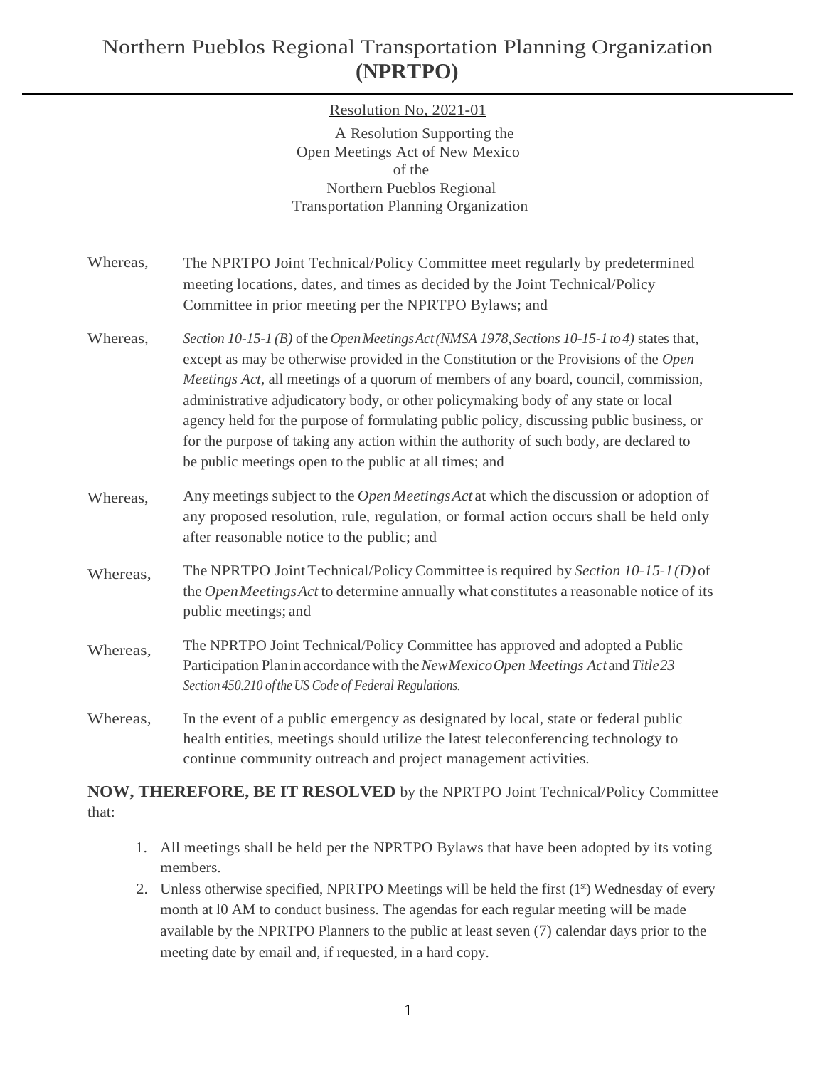# Northern Pueblos Regional Transportation Planning Organization
# **(NPRTPO)**

Resolution No, 2021-01

A Resolution Supporting the
Open Meetings Act of New Mexico
of the
Northern Pueblos Regional
Transportation Planning Organization

Whereas, The NPRTPO Joint Technical/Policy Committee meet regularly by predetermined meeting locations, dates, and times as decided by the Joint Technical/Policy Committee in prior meeting per the NPRTPO Bylaws; and

Whereas, *Section 10-15-1 (B)* of the *Open Meetings Act (NMSA 1978, Sections 10-15-1 to 4)* states that, except as may be otherwise provided in the Constitution or the Provisions of the *Open Meetings Act*, all meetings of a quorum of members of any board, council, commission, administrative adjudicatory body, or other policymaking body of any state or local agency held for the purpose of formulating public policy, discussing public business, or for the purpose of taking any action within the authority of such body, are declared to be public meetings open to the public at all times; and

Whereas, Any meetings subject to the *Open Meetings Act* at which the discussion or adoption of any proposed resolution, rule, regulation, or formal action occurs shall be held only after reasonable notice to the public; and

Whereas, The NPRTPO Joint Technical/Policy Committee is required by *Section 10-15-1 (D)* of the *Open Meetings Act* to determine annually what constitutes a reasonable notice of its public meetings; and

Whereas, The NPRTPO Joint Technical/Policy Committee has approved and adopted a Public Participation Plan in accordance with the *New Mexico Open Meetings Act* and *Title 23 Section 450.210 of the US Code of Federal Regulations.*

Whereas, In the event of a public emergency as designated by local, state or federal public health entities, meetings should utilize the latest teleconferencing technology to continue community outreach and project management activities.

**NOW, THEREFORE, BE IT RESOLVED** by the NPRTPO Joint Technical/Policy Committee that:

1. All meetings shall be held per the NPRTPO Bylaws that have been adopted by its voting members.
2. Unless otherwise specified, NPRTPO Meetings will be held the first (1st) Wednesday of every month at l0 AM to conduct business. The agendas for each regular meeting will be made available by the NPRTPO Planners to the public at least seven (7) calendar days prior to the meeting date by email and, if requested, in a hard copy.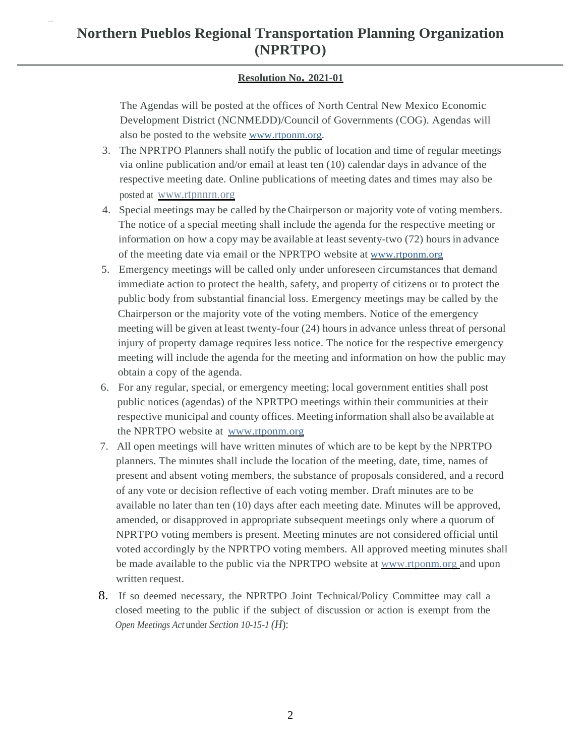# Northern Pueblos Regional Transportation Planning Organization (NPRTPO)

**Resolution No. 2021-01**

The Agendas will be posted at the offices of North Central New Mexico Economic Development District (NCNMEDD)/Council of Governments (COG). Agendas will also be posted to the website www.rtponm.org.

3. The NPRTPO Planners shall notify the public of location and time of regular meetings via online publication and/or email at least ten (10) calendar days in advance of the respective meeting date. Online publications of meeting dates and times may also be posted at www.rtpnnrn.org
4. Special meetings may be called by the Chairperson or majority vote of voting members. The notice of a special meeting shall include the agenda for the respective meeting or information on how a copy may be available at least seventy-two (72) hours in advance of the meeting date via email or the NPRTPO website at www.rtponm.org
5. Emergency meetings will be called only under unforeseen circumstances that demand immediate action to protect the health, safety, and property of citizens or to protect the public body from substantial financial loss. Emergency meetings may be called by the Chairperson or the majority vote of the voting members. Notice of the emergency meeting will be given at least twenty-four (24) hours in advance unless threat of personal injury of property damage requires less notice. The notice for the respective emergency meeting will include the agenda for the meeting and information on how the public may obtain a copy of the agenda.
6. For any regular, special, or emergency meeting; local government entities shall post public notices (agendas) of the NPRTPO meetings within their communities at their respective municipal and county offices. Meeting information shall also be available at the NPRTPO website at www.rtponm.org
7. All open meetings will have written minutes of which are to be kept by the NPRTPO planners. The minutes shall include the location of the meeting, date, time, names of present and absent voting members, the substance of proposals considered, and a record of any vote or decision reflective of each voting member. Draft minutes are to be available no later than ten (10) days after each meeting date. Minutes will be approved, amended, or disapproved in appropriate subsequent meetings only where a quorum of NPRTPO voting members is present. Meeting minutes are not considered official until voted accordingly by the NPRTPO voting members. All approved meeting minutes shall be made available to the public via the NPRTPO website at www.rtponm.org and upon written request.
8. If so deemed necessary, the NPRTPO Joint Technical/Policy Committee may call a closed meeting to the public if the subject of discussion or action is exempt from the *Open Meetings Act* under *Section 10-15-1 (H)*: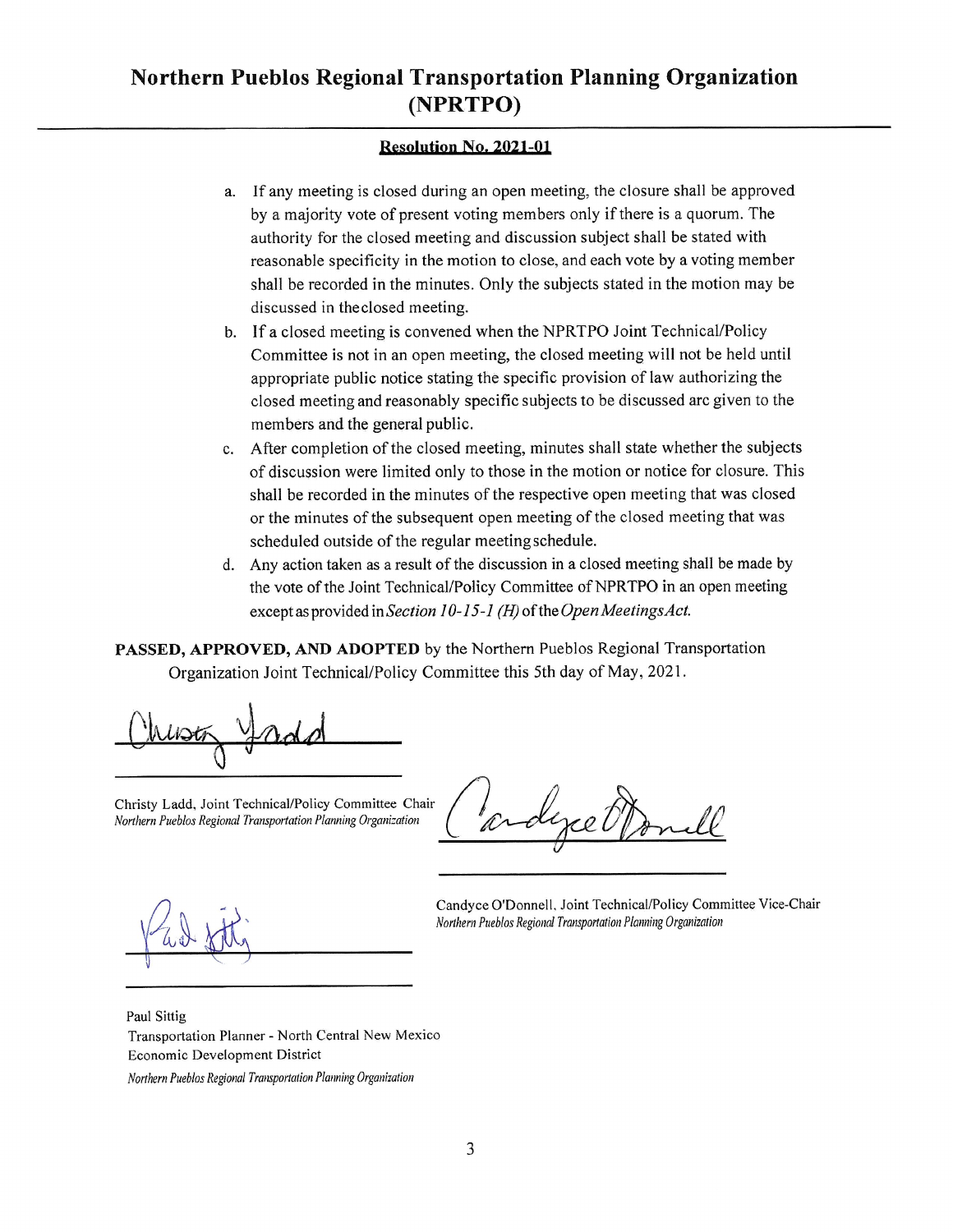# Northern Pueblos Regional Transportation Planning Organization (NPRTPO)

## Resolution No. 2021-01

a. If any meeting is closed during an open meeting, the closure shall be approved by a majority vote of present voting members only if there is a quorum. The authority for the closed meeting and discussion subject shall be stated with reasonable specificity in the motion to close, and each vote by a voting member shall be recorded in the minutes. Only the subjects stated in the motion may be discussed in theclosed meeting.

b. If a closed meeting is convened when the NPRTPO Joint Technical/Policy Committee is not in an open meeting, the closed meeting will not be held until appropriate public notice stating the specific provision of law authorizing the closed meeting and reasonably specific subjects to be discussed arc given to the members and the general public.

c. After completion of the closed meeting, minutes shall state whether the subjects of discussion were limited only to those in the motion or notice for closure. This shall be recorded in the minutes of the respective open meeting that was closed or the minutes of the subsequent open meeting of the closed meeting that was scheduled outside of the regular meetingschedule.

d. Any action taken as a result of the discussion in a closed meeting shall be made by the vote of the Joint Technical/Policy Committee of NPRTPO in an open meeting except as provided in *Section 10-15-1 (H)* of the *Open MeetingsAct.*

**PASSED, APPROVED, AND ADOPTED** by the Northern Pueblos Regional Transportation Organization Joint Technical/Policy Committee this 5th day of May, 2021.

Christy Ladd, Joint Technical/Policy Committee Chair
*Northern Pueblos Regional Transportation Planning Organization*

Candyce O'Donnell, Joint Technical/Policy Committee Vice-Chair
*Northern Pueblos Regional Transportation Planning Organization*

Paul Sittig
Transportation Planner - North Central New Mexico Economic Development District
*Northern Pueblos Regional Transportation Planning Organization*